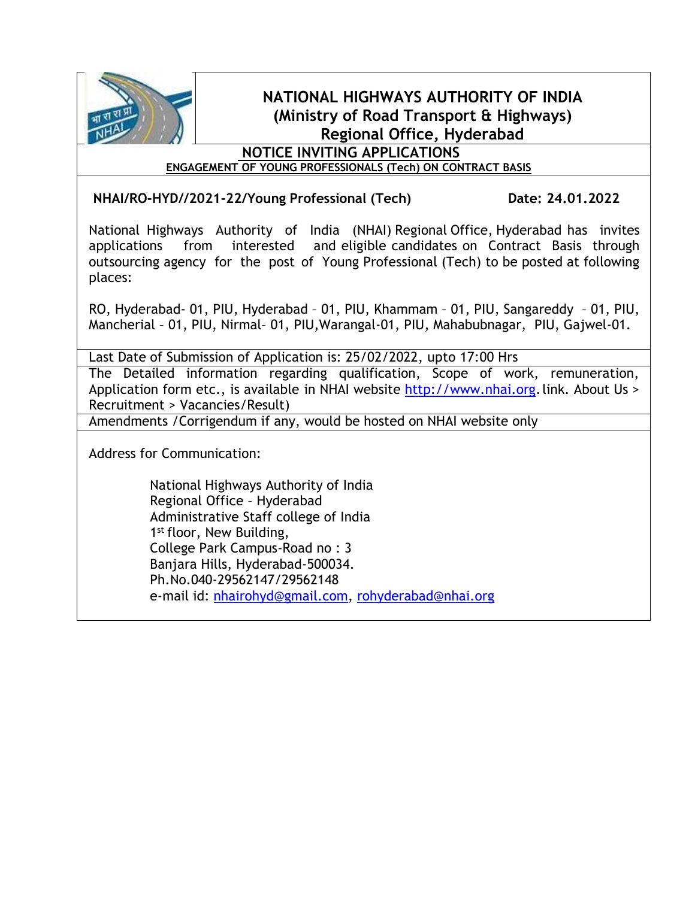# NATIONAL HIGHWAYS AUTHORITY OF INDIA
## (Ministry of Road Transport & Highways)
## Regional Office, Hyderabad

**NOTICE INVITING APPLICATIONS**

**ENGAGEMENT OF YOUNG PROFESSIONALS (Tech) ON CONTRACT BASIS**

**NHAI/RO-HYD//2021-22/Young Professional (Tech)** **Date: 24.01.2022**

National Highways Authority of India (NHAI) Regional Office, Hyderabad has invites applications from interested and eligible candidates on Contract Basis through outsourcing agency for the post of Young Professional (Tech) to be posted at following places:

RO, Hyderabad- 01, PIU, Hyderabad – 01, PIU, Khammam – 01, PIU, Sangareddy – 01, PIU, Mancherial – 01, PIU, Nirmal– 01, PIU,Warangal-01, PIU, Mahabubnagar, PIU, Gajwel-01.

Last Date of Submission of Application is: 25/02/2022, upto 17:00 Hrs

The Detailed information regarding qualification, Scope of work, remuneration, Application form etc., is available in NHAI website http://www.nhai.org. link. About Us > Recruitment > Vacancies/Result)

Amendments /Corrigendum if any, would be hosted on NHAI website only

Address for Communication:

National Highways Authority of India
Regional Office – Hyderabad
Administrative Staff college of India
1st floor, New Building,
College Park Campus-Road no : 3
Banjara Hills, Hyderabad-500034.
Ph.No.040-29562147/29562148
e-mail id: nhairohyd@gmail.com, rohyderabad@nhai.org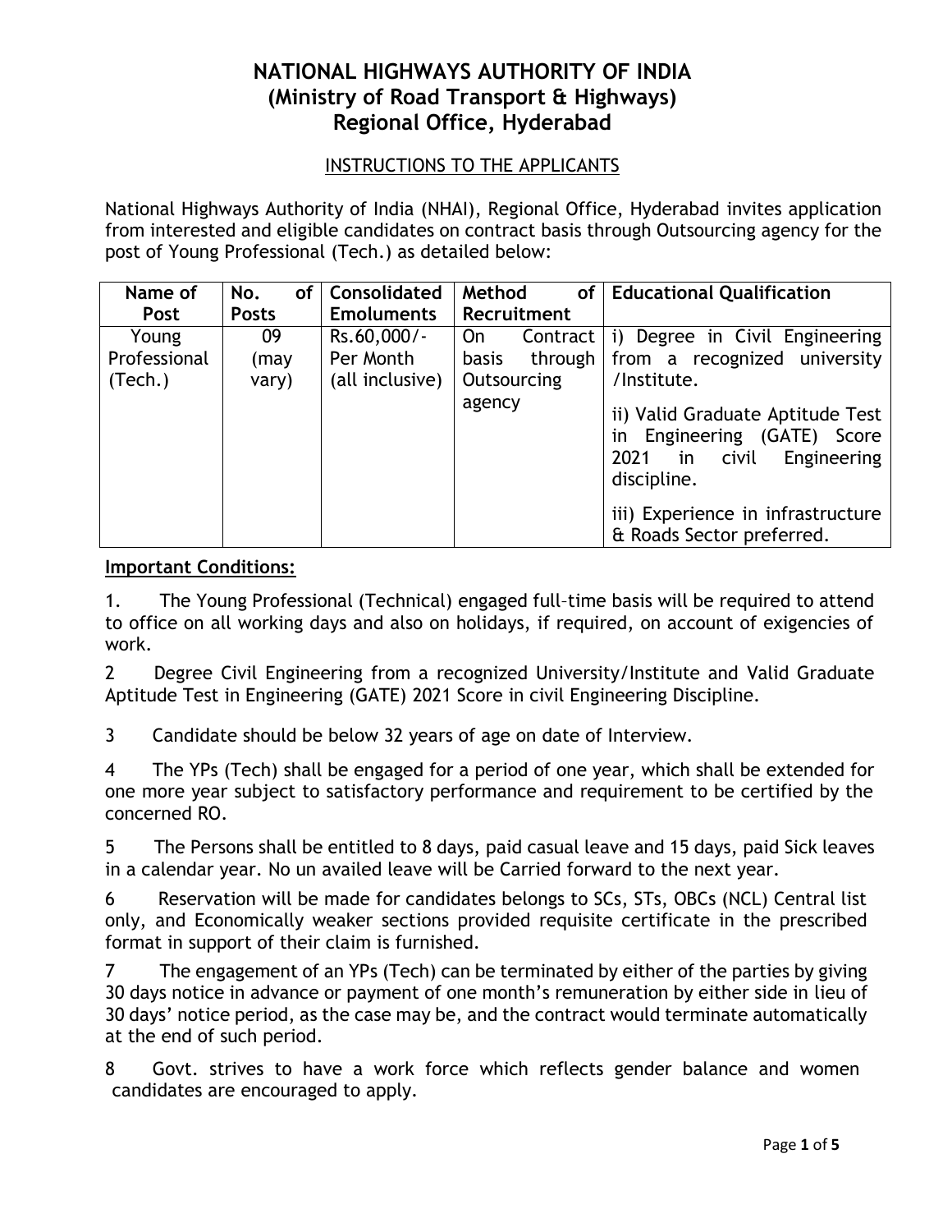# NATIONAL HIGHWAYS AUTHORITY OF INDIA
## (Ministry of Road Transport & Highways)
## Regional Office, Hyderabad

INSTRUCTIONS TO THE APPLICANTS

National Highways Authority of India (NHAI), Regional Office, Hyderabad invites application from interested and eligible candidates on contract basis through Outsourcing agency for the post of Young Professional (Tech.) as detailed below:

| Name of Post | No. of Posts | Consolidated Emoluments | Method of Recruitment | Educational Qualification |
|---|---|---|---|---|
| Young Professional (Tech.) | 09 (may vary) | Rs.60,000/- Per Month (all inclusive) | On Contract basis through Outsourcing agency | i) Degree in Civil Engineering from a recognized university /Institute.<br>ii) Valid Graduate Aptitude Test in Engineering (GATE) Score 2021 in civil Engineering discipline.<br>iii) Experience in infrastructure & Roads Sector preferred. |

**Important Conditions:**

1. The Young Professional (Technical) engaged full–time basis will be required to attend to office on all working days and also on holidays, if required, on account of exigencies of work.

2 Degree Civil Engineering from a recognized University/Institute and Valid Graduate Aptitude Test in Engineering (GATE) 2021 Score in civil Engineering Discipline.

3 Candidate should be below 32 years of age on date of Interview.

4 The YPs (Tech) shall be engaged for a period of one year, which shall be extended for one more year subject to satisfactory performance and requirement to be certified by the concerned RO.

5 The Persons shall be entitled to 8 days, paid casual leave and 15 days, paid Sick leaves in a calendar year. No un availed leave will be Carried forward to the next year.

6 Reservation will be made for candidates belongs to SCs, STs, OBCs (NCL) Central list only, and Economically weaker sections provided requisite certificate in the prescribed format in support of their claim is furnished.

7 The engagement of an YPs (Tech) can be terminated by either of the parties by giving 30 days notice in advance or payment of one month's remuneration by either side in lieu of 30 days' notice period, as the case may be, and the contract would terminate automatically at the end of such period.

8 Govt. strives to have a work force which reflects gender balance and women candidates are encouraged to apply.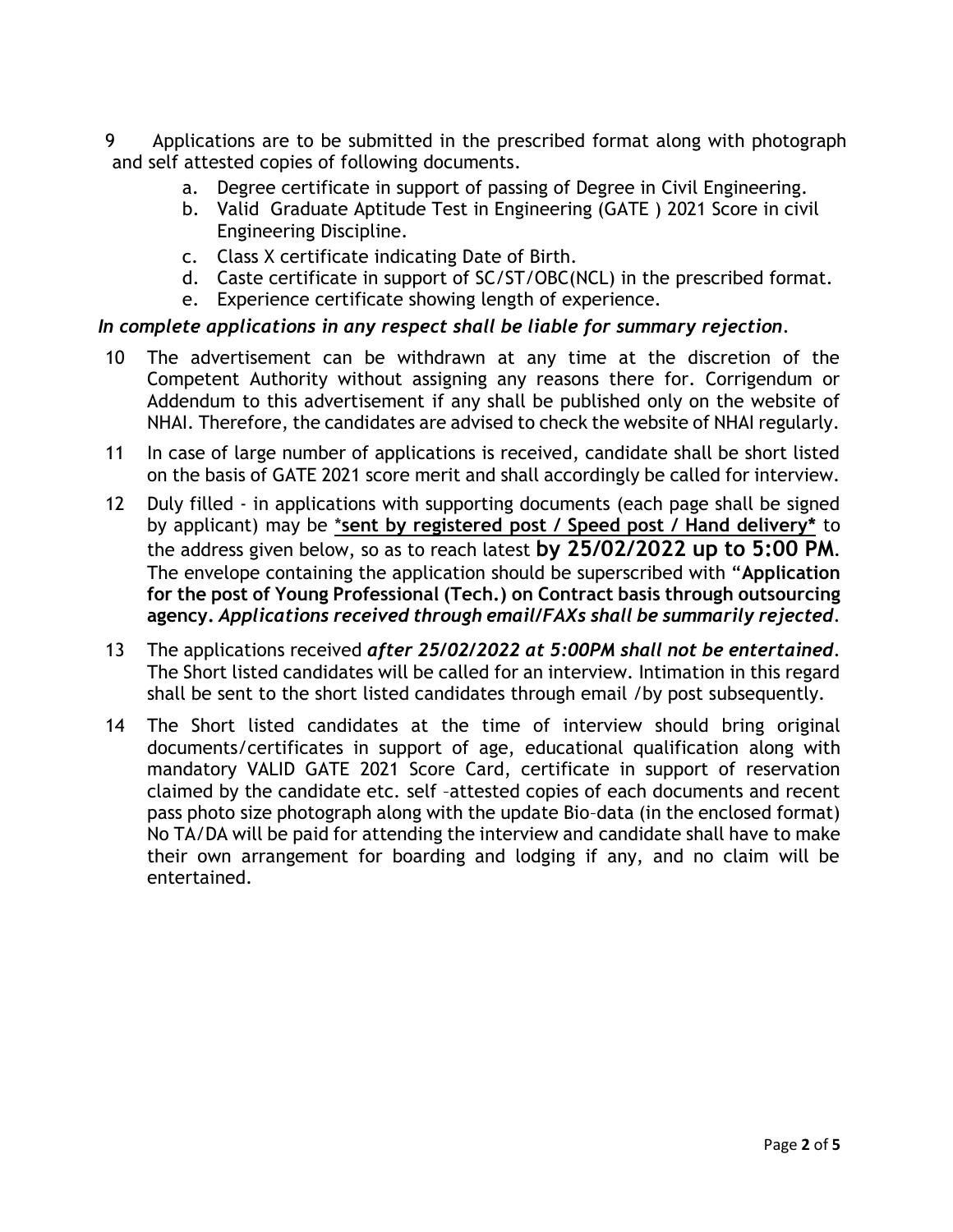9. Applications are to be submitted in the prescribed format along with photograph and self attested copies of following documents.
   a. Degree certificate in support of passing of Degree in Civil Engineering.
   b. Valid Graduate Aptitude Test in Engineering (GATE ) 2021 Score in civil Engineering Discipline.
   c. Class X certificate indicating Date of Birth.
   d. Caste certificate in support of SC/ST/OBC(NCL) in the prescribed format.
   e. Experience certificate showing length of experience.

***In complete applications in any respect shall be liable for summary rejection*.**

10. The advertisement can be withdrawn at any time at the discretion of the Competent Authority without assigning any reasons there for. Corrigendum or Addendum to this advertisement if any shall be published only on the website of NHAI. Therefore, the candidates are advised to check the website of NHAI regularly.
11. In case of large number of applications is received, candidate shall be short listed on the basis of GATE 2021 score merit and shall accordingly be called for interview.
12. Duly filled - in applications with supporting documents (each page shall be signed by applicant) may be **<u>*sent by registered post / Speed post / Hand delivery*</u>** to the address given below, so as to reach latest **by 25/02/2022 up to 5:00 PM**. The envelope containing the application should be superscribed with "**Application for the post of Young Professional (Tech.) on Contract basis through outsourcing agency.** ***Applications received through email/FAXs shall be summarily rejected***.
13. The applications received ***after 25/02/2022 at 5:00PM shall not be entertained***. The Short listed candidates will be called for an interview. Intimation in this regard shall be sent to the short listed candidates through email /by post subsequently.
14. The Short listed candidates at the time of interview should bring original documents/certificates in support of age, educational qualification along with mandatory VALID GATE 2021 Score Card, certificate in support of reservation claimed by the candidate etc. self –attested copies of each documents and recent pass photo size photograph along with the update Bio–data (in the enclosed format) No TA/DA will be paid for attending the interview and candidate shall have to make their own arrangement for boarding and lodging if any, and no claim will be entertained.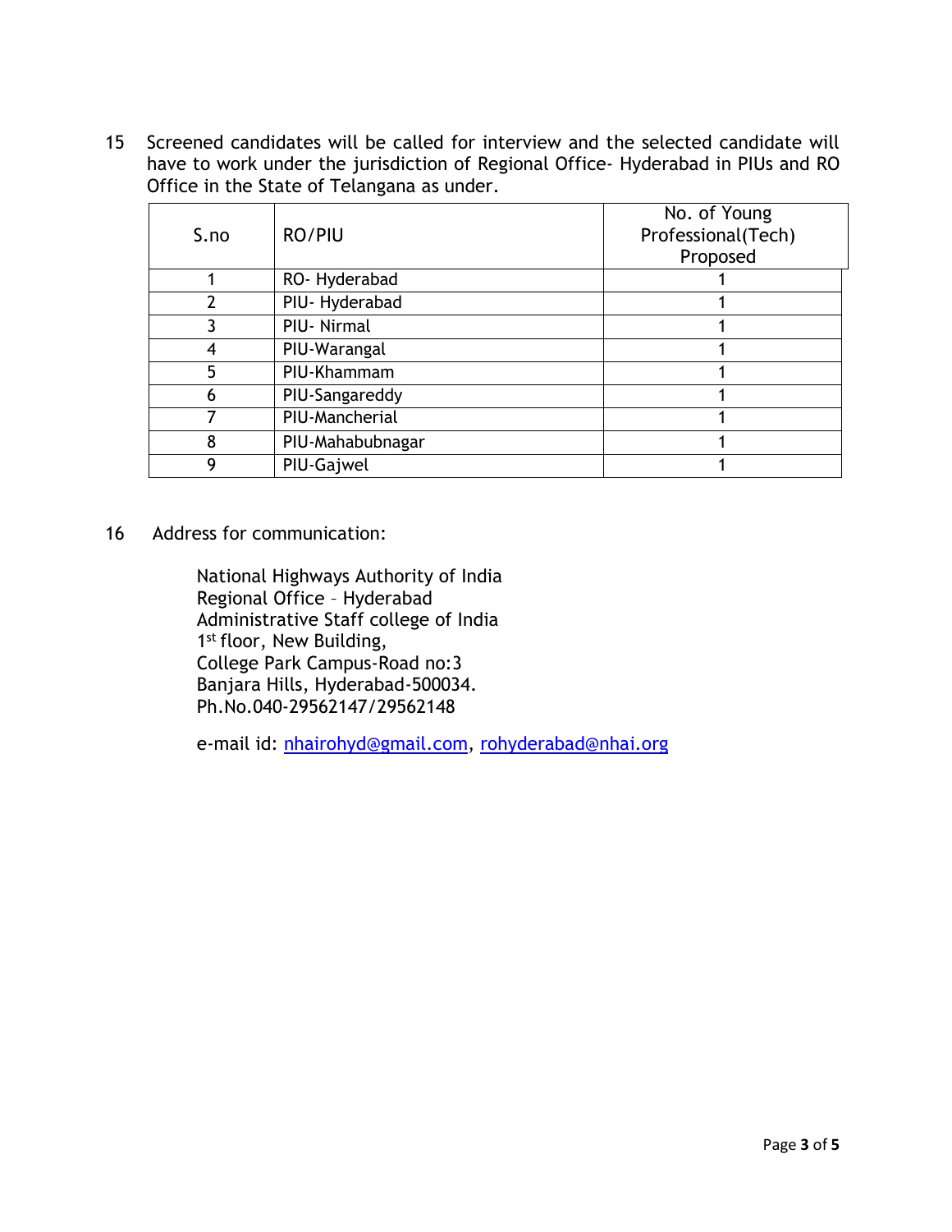15 Screened candidates will be called for interview and the selected candidate will have to work under the jurisdiction of Regional Office- Hyderabad in PIUs and RO Office in the State of Telangana as under.

| S.no | RO/PIU | No. of Young Professional(Tech) Proposed |
|---|---|---|
| 1 | RO- Hyderabad | 1 |
| 2 | PIU- Hyderabad | 1 |
| 3 | PIU- Nirmal | 1 |
| 4 | PIU-Warangal | 1 |
| 5 | PIU-Khammam | 1 |
| 6 | PIU-Sangareddy | 1 |
| 7 | PIU-Mancherial | 1 |
| 8 | PIU-Mahabubnagar | 1 |
| 9 | PIU-Gajwel | 1 |

16 Address for communication:

National Highways Authority of India
Regional Office – Hyderabad
Administrative Staff college of India
1st floor, New Building,
College Park Campus-Road no:3
Banjara Hills, Hyderabad-500034.
Ph.No.040-29562147/29562148

e-mail id: nhairohyd@gmail.com, rohyderabad@nhai.org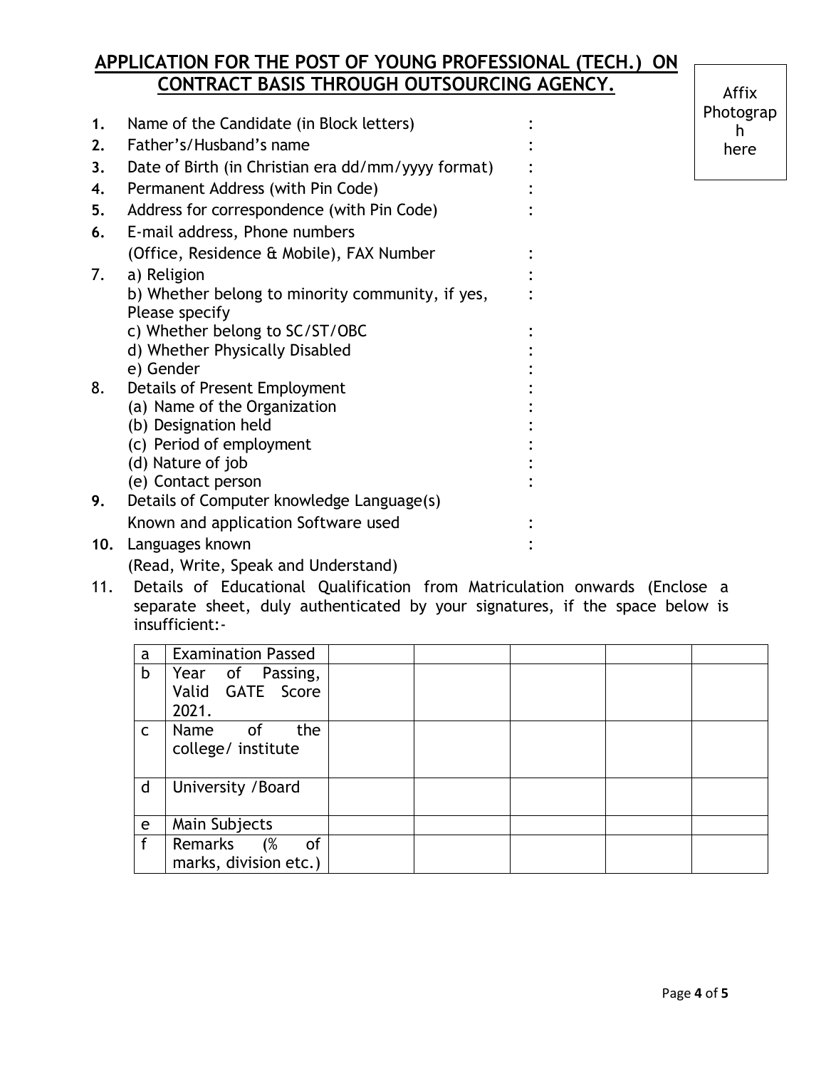## APPLICATION FOR THE POST OF YOUNG PROFESSIONAL (TECH.) ON CONTRACT BASIS THROUGH OUTSOURCING AGENCY.

Affix Photograph here

1. Name of the Candidate (in Block letters) :
2. Father's/Husband's name :
3. Date of Birth (in Christian era dd/mm/yyyy format) :
4. Permanent Address (with Pin Code) :
5. Address for correspondence (with Pin Code) :
6. E-mail address, Phone numbers (Office, Residence & Mobile), FAX Number :
7. a) Religion :
   b) Whether belong to minority community, if yes, Please specify :
   c) Whether belong to SC/ST/OBC :
   d) Whether Physically Disabled :
   e) Gender :
8. Details of Present Employment :
   (a) Name of the Organization :
   (b) Designation held :
   (c) Period of employment :
   (d) Nature of job :
   (e) Contact person :
9. Details of Computer knowledge Language(s) Known and application Software used :
10. Languages known (Read, Write, Speak and Understand) :
11. Details of Educational Qualification from Matriculation onwards (Enclose a separate sheet, duly authenticated by your signatures, if the space below is insufficient:-

| | | | | | | |
|---|---|---|---|---|---|---|
| a | Examination Passed | | | | | |
| b | Year of Passing, Valid GATE Score 2021. | | | | | |
| c | Name of the college/ institute | | | | | |
| d | University /Board | | | | | |
| e | Main Subjects | | | | | |
| f | Remarks (% of marks, division etc.) | | | | | |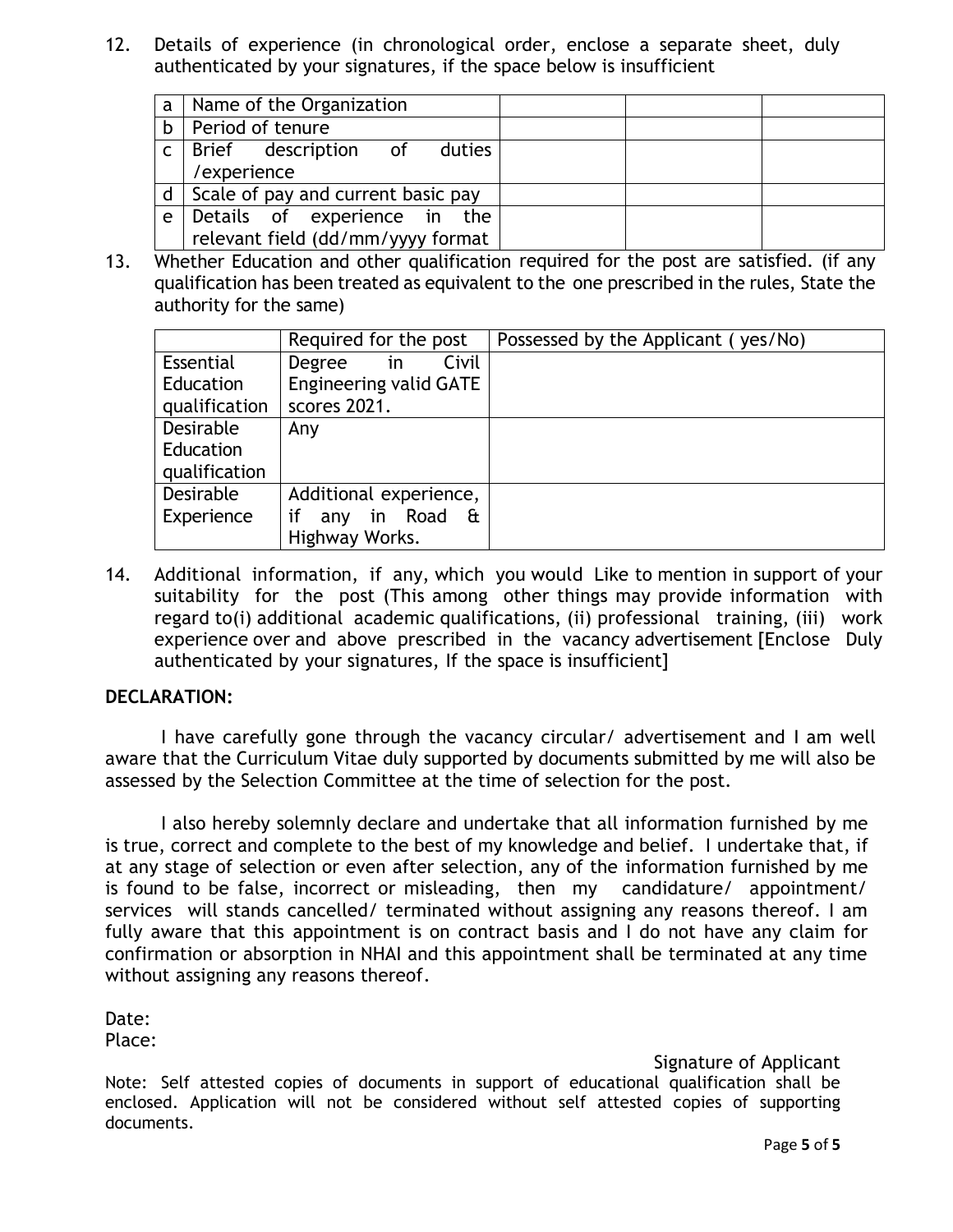12. Details of experience (in chronological order, enclose a separate sheet, duly authenticated by your signatures, if the space below is insufficient

| | | | | |
|---|---|---|---|---|
| a | Name of the Organization | | | |
| b | Period of tenure | | | |
| c | Brief description of duties /experience | | | |
| d | Scale of pay and current basic pay | | | |
| e | Details of experience in the relevant field (dd/mm/yyyy format | | | |

13. Whether Education and other qualification required for the post are satisfied. (if any qualification has been treated as equivalent to the one prescribed in the rules, State the authority for the same)

| | Required for the post | Possessed by the Applicant ( yes/No) |
|---|---|---|
| Essential Education qualification | Degree in Civil Engineering valid GATE scores 2021. | |
| Desirable Education qualification | Any | |
| Desirable Experience | Additional experience, if any in Road & Highway Works. | |

14. Additional information, if any, which you would Like to mention in support of your suitability for the post (This among other things may provide information with regard to(i) additional academic qualifications, (ii) professional training, (iii) work experience over and above prescribed in the vacancy advertisement [Enclose Duly authenticated by your signatures, If the space is insufficient]

**DECLARATION:**

I have carefully gone through the vacancy circular/ advertisement and I am well aware that the Curriculum Vitae duly supported by documents submitted by me will also be assessed by the Selection Committee at the time of selection for the post.

I also hereby solemnly declare and undertake that all information furnished by me is true, correct and complete to the best of my knowledge and belief. I undertake that, if at any stage of selection or even after selection, any of the information furnished by me is found to be false, incorrect or misleading, then my candidature/ appointment/ services will stands cancelled/ terminated without assigning any reasons thereof. I am fully aware that this appointment is on contract basis and I do not have any claim for confirmation or absorption in NHAI and this appointment shall be terminated at any time without assigning any reasons thereof.

Date:
Place:

Signature of Applicant

Note: Self attested copies of documents in support of educational qualification shall be enclosed. Application will not be considered without self attested copies of supporting documents.